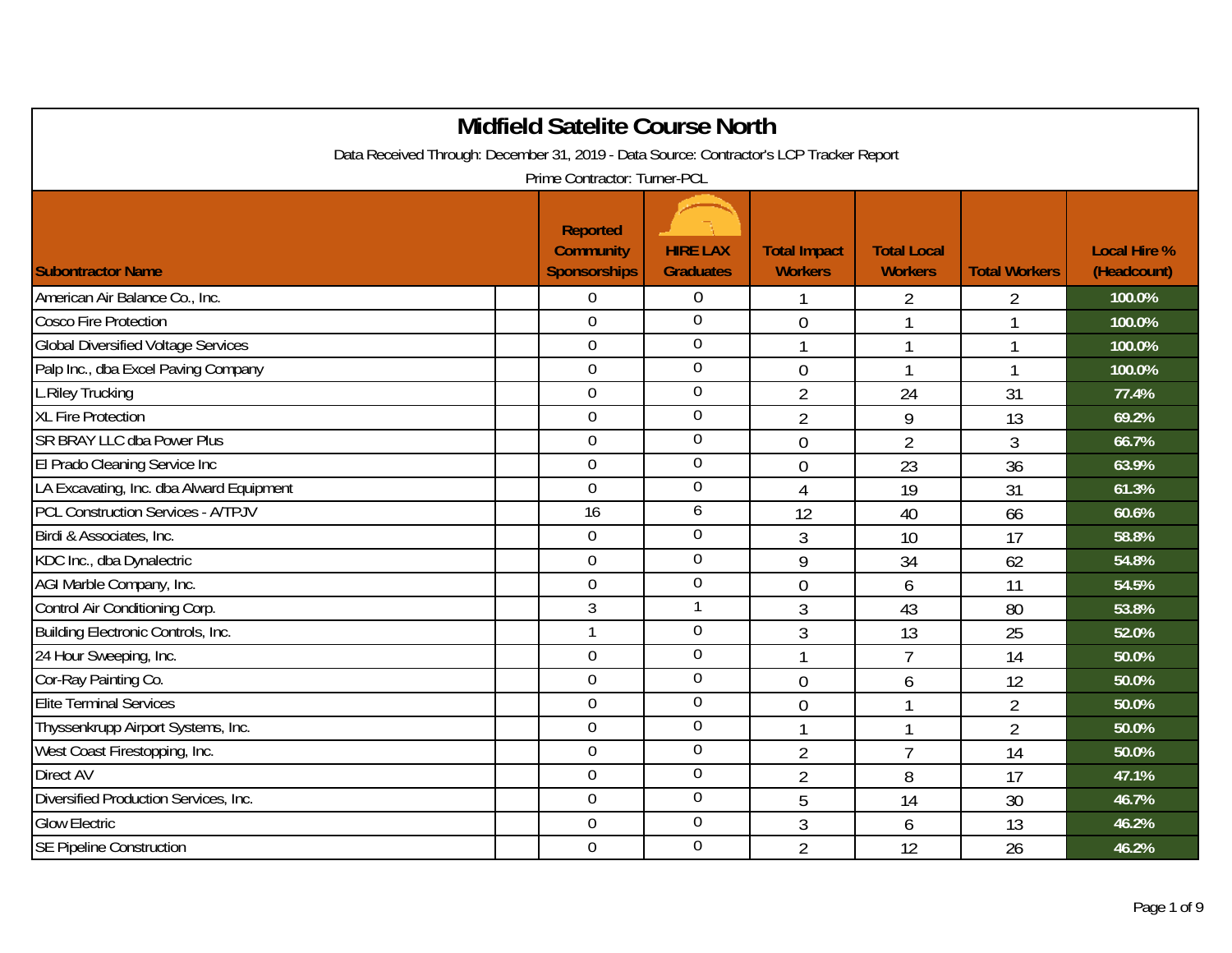# Midfield Satelite Course North

Data Received Through: December 31, 2019 - Data Source: Contractor's LCP Tracker Report

Prime Contractor: Turner-PCL

| Subcontractor Name | Reported Community Sponsorships | HIRE LAX Graduates | Total Impact Workers | Total Local Workers | Total Workers | Local Hire % (Headcount) |
|---|---|---|---|---|---|---|
| American Air Balance Co., Inc. | 0 | 0 | 1 | 2 | 2 | 100.0% |
| Cosco Fire Protection | 0 | 0 | 0 | 1 | 1 | 100.0% |
| Global Diversified Voltage Services | 0 | 0 | 1 | 1 | 1 | 100.0% |
| Palp Inc., dba Excel Paving Company | 0 | 0 | 0 | 1 | 1 | 100.0% |
| L.Riley Trucking | 0 | 0 | 2 | 24 | 31 | 77.4% |
| XL Fire Protection | 0 | 0 | 2 | 9 | 13 | 69.2% |
| SR BRAY LLC dba Power Plus | 0 | 0 | 0 | 2 | 3 | 66.7% |
| El Prado Cleaning Service Inc | 0 | 0 | 0 | 23 | 36 | 63.9% |
| LA Excavating, Inc. dba Alward Equipment | 0 | 0 | 4 | 19 | 31 | 61.3% |
| PCL Construction Services - A/TPJV | 16 | 6 | 12 | 40 | 66 | 60.6% |
| Birdi & Associates, Inc. | 0 | 0 | 3 | 10 | 17 | 58.8% |
| KDC Inc., dba Dynalectric | 0 | 0 | 9 | 34 | 62 | 54.8% |
| AGI Marble Company, Inc. | 0 | 0 | 0 | 6 | 11 | 54.5% |
| Control Air Conditioning Corp. | 3 | 1 | 3 | 43 | 80 | 53.8% |
| Building Electronic Controls, Inc. | 1 | 0 | 3 | 13 | 25 | 52.0% |
| 24 Hour Sweeping, Inc. | 0 | 0 | 1 | 7 | 14 | 50.0% |
| Cor-Ray Painting Co. | 0 | 0 | 0 | 6 | 12 | 50.0% |
| Elite Terminal Services | 0 | 0 | 0 | 1 | 2 | 50.0% |
| Thyssenkrupp Airport Systems, Inc. | 0 | 0 | 1 | 1 | 2 | 50.0% |
| West Coast Firestopping, Inc. | 0 | 0 | 2 | 7 | 14 | 50.0% |
| Direct AV | 0 | 0 | 2 | 8 | 17 | 47.1% |
| Diversified Production Services, Inc. | 0 | 0 | 5 | 14 | 30 | 46.7% |
| Glow Electric | 0 | 0 | 3 | 6 | 13 | 46.2% |
| SE Pipeline Construction | 0 | 0 | 2 | 12 | 26 | 46.2% |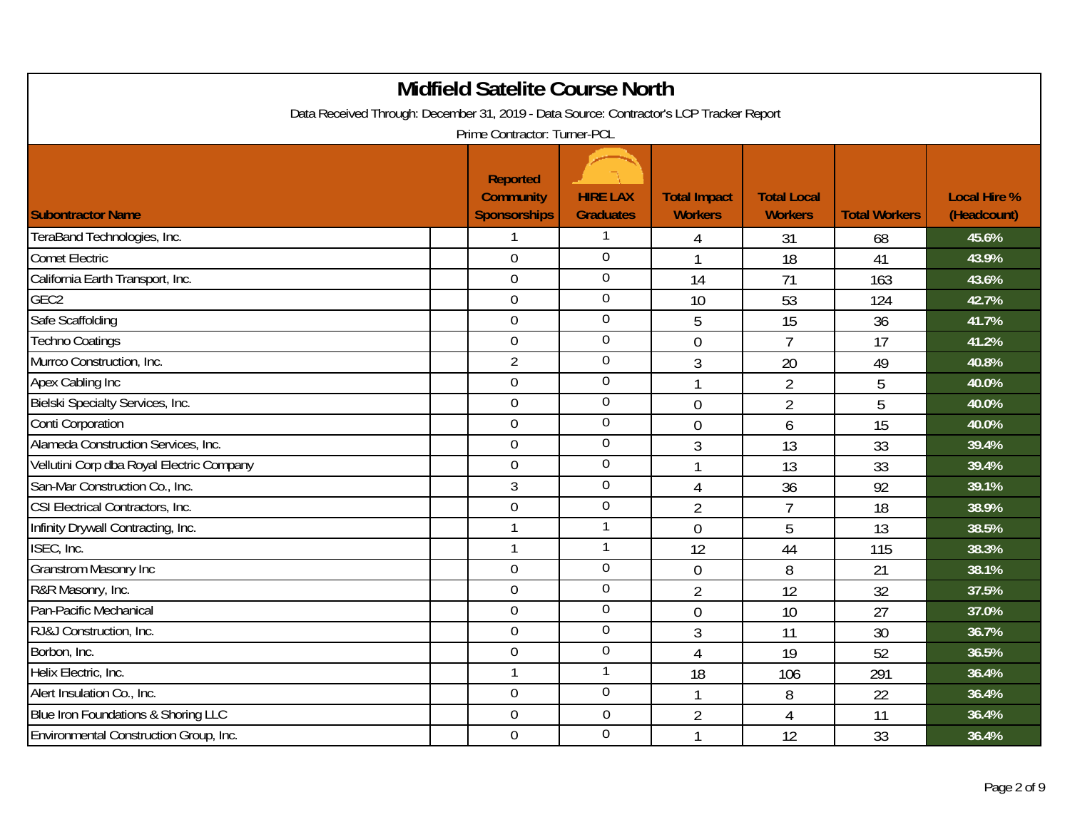# Midfield Satelite Course North

Data Received Through: December 31, 2019 - Data Source: Contractor's LCP Tracker Report

Prime Contractor: Turner-PCL

| Subcontractor Name | Reported Community Sponsorships | HIRE LAX Graduates | Total Impact Workers | Total Local Workers | Total Workers | Local Hire % (Headcount) |
|---|---|---|---|---|---|---|
| TeraBand Technologies, Inc. | 1 | 1 | 4 | 31 | 68 | 45.6% |
| Comet Electric | 0 | 0 | 1 | 18 | 41 | 43.9% |
| California Earth Transport, Inc. | 0 | 0 | 14 | 71 | 163 | 43.6% |
| GEC2 | 0 | 0 | 10 | 53 | 124 | 42.7% |
| Safe Scaffolding | 0 | 0 | 5 | 15 | 36 | 41.7% |
| Techno Coatings | 0 | 0 | 0 | 7 | 17 | 41.2% |
| Murrco Construction, Inc. | 2 | 0 | 3 | 20 | 49 | 40.8% |
| Apex Cabling Inc | 0 | 0 | 1 | 2 | 5 | 40.0% |
| Bielski Specialty Services, Inc. | 0 | 0 | 0 | 2 | 5 | 40.0% |
| Conti Corporation | 0 | 0 | 0 | 6 | 15 | 40.0% |
| Alameda Construction Services, Inc. | 0 | 0 | 3 | 13 | 33 | 39.4% |
| Vellutini Corp dba Royal Electric Company | 0 | 0 | 1 | 13 | 33 | 39.4% |
| San-Mar Construction Co., Inc. | 3 | 0 | 4 | 36 | 92 | 39.1% |
| CSI Electrical Contractors, Inc. | 0 | 0 | 2 | 7 | 18 | 38.9% |
| Infinity Drywall Contracting, Inc. | 1 | 1 | 0 | 5 | 13 | 38.5% |
| ISEC, Inc. | 1 | 1 | 12 | 44 | 115 | 38.3% |
| Granstrom Masonry Inc | 0 | 0 | 0 | 8 | 21 | 38.1% |
| R&R Masonry, Inc. | 0 | 0 | 2 | 12 | 32 | 37.5% |
| Pan-Pacific Mechanical | 0 | 0 | 0 | 10 | 27 | 37.0% |
| RJ&J Construction, Inc. | 0 | 0 | 3 | 11 | 30 | 36.7% |
| Borbon, Inc. | 0 | 0 | 4 | 19 | 52 | 36.5% |
| Helix Electric, Inc. | 1 | 1 | 18 | 106 | 291 | 36.4% |
| Alert Insulation Co., Inc. | 0 | 0 | 1 | 8 | 22 | 36.4% |
| Blue Iron Foundations & Shoring LLC | 0 | 0 | 2 | 4 | 11 | 36.4% |
| Environmental Construction Group, Inc. | 0 | 0 | 1 | 12 | 33 | 36.4% |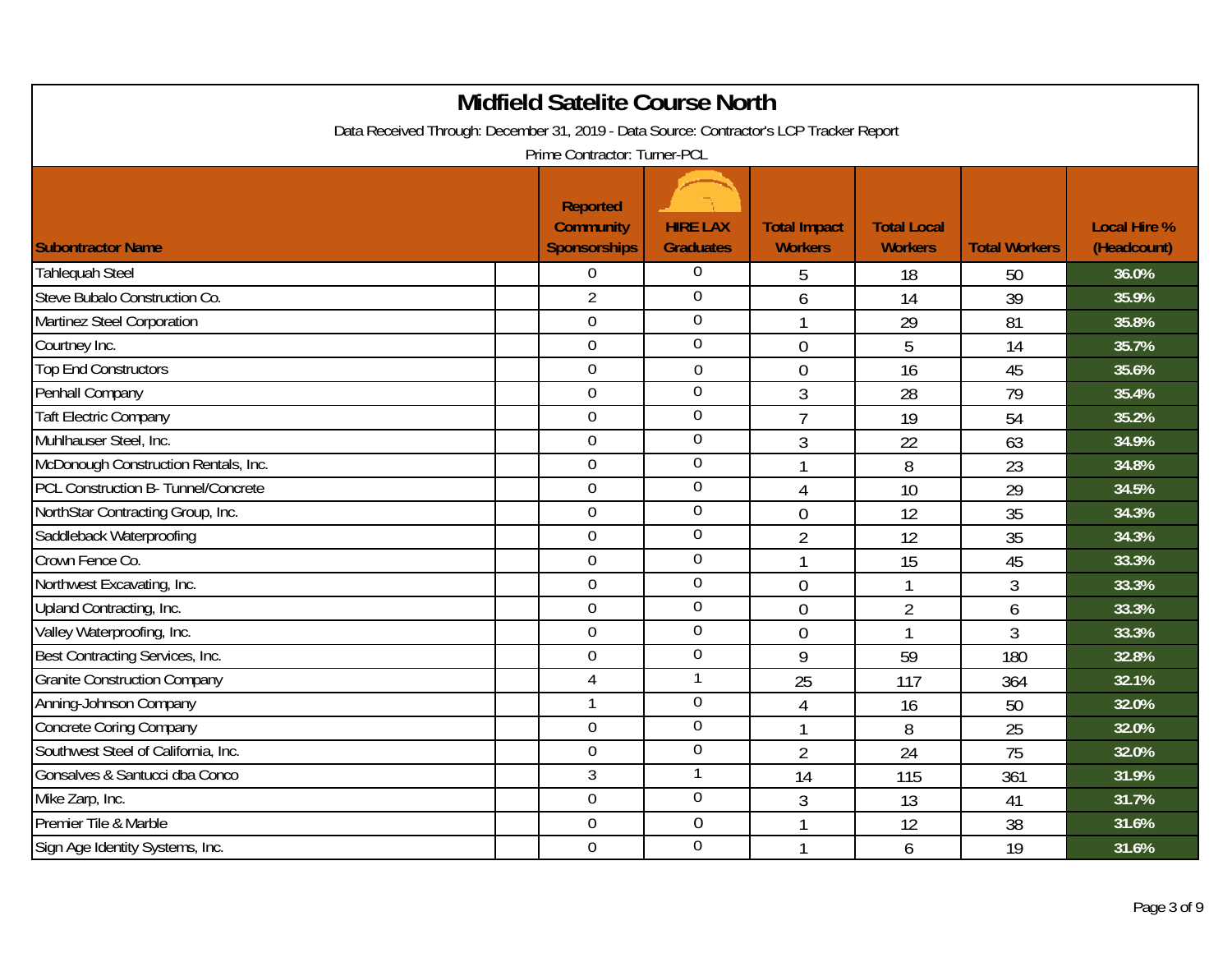# Midfield Satelite Course North

Data Received Through: December 31, 2019 - Data Source: Contractor's LCP Tracker Report

Prime Contractor: Turner-PCL

| Subcontractor Name | Reported Community Sponsorships | HIRE LAX Graduates | Total Impact Workers | Total Local Workers | Total Workers | Local Hire % (Headcount) |
|---|---|---|---|---|---|---|
| Tahlequah Steel | 0 | 0 | 5 | 18 | 50 | 36.0% |
| Steve Bubalo Construction Co. | 2 | 0 | 6 | 14 | 39 | 35.9% |
| Martinez Steel Corporation | 0 | 0 | 1 | 29 | 81 | 35.8% |
| Courtney Inc. | 0 | 0 | 0 | 5 | 14 | 35.7% |
| Top End Constructors | 0 | 0 | 0 | 16 | 45 | 35.6% |
| Penhall Company | 0 | 0 | 3 | 28 | 79 | 35.4% |
| Taft Electric Company | 0 | 0 | 7 | 19 | 54 | 35.2% |
| Muhlhauser Steel, Inc. | 0 | 0 | 3 | 22 | 63 | 34.9% |
| McDonough Construction Rentals, Inc. | 0 | 0 | 1 | 8 | 23 | 34.8% |
| PCL Construction B- Tunnel/Concrete | 0 | 0 | 4 | 10 | 29 | 34.5% |
| NorthStar Contracting Group, Inc. | 0 | 0 | 0 | 12 | 35 | 34.3% |
| Saddleback Waterproofing | 0 | 0 | 2 | 12 | 35 | 34.3% |
| Crown Fence Co. | 0 | 0 | 1 | 15 | 45 | 33.3% |
| Northwest Excavating, Inc. | 0 | 0 | 0 | 1 | 3 | 33.3% |
| Upland Contracting, Inc. | 0 | 0 | 0 | 2 | 6 | 33.3% |
| Valley Waterproofing, Inc. | 0 | 0 | 0 | 1 | 3 | 33.3% |
| Best Contracting Services, Inc. | 0 | 0 | 9 | 59 | 180 | 32.8% |
| Granite Construction Company | 4 | 1 | 25 | 117 | 364 | 32.1% |
| Anning-Johnson Company | 1 | 0 | 4 | 16 | 50 | 32.0% |
| Concrete Coring Company | 0 | 0 | 1 | 8 | 25 | 32.0% |
| Southwest Steel of California, Inc. | 0 | 0 | 2 | 24 | 75 | 32.0% |
| Gonsalves & Santucci dba Conco | 3 | 1 | 14 | 115 | 361 | 31.9% |
| Mike Zarp, Inc. | 0 | 0 | 3 | 13 | 41 | 31.7% |
| Premier Tile & Marble | 0 | 0 | 1 | 12 | 38 | 31.6% |
| Sign Age Identity Systems, Inc. | 0 | 0 | 1 | 6 | 19 | 31.6% |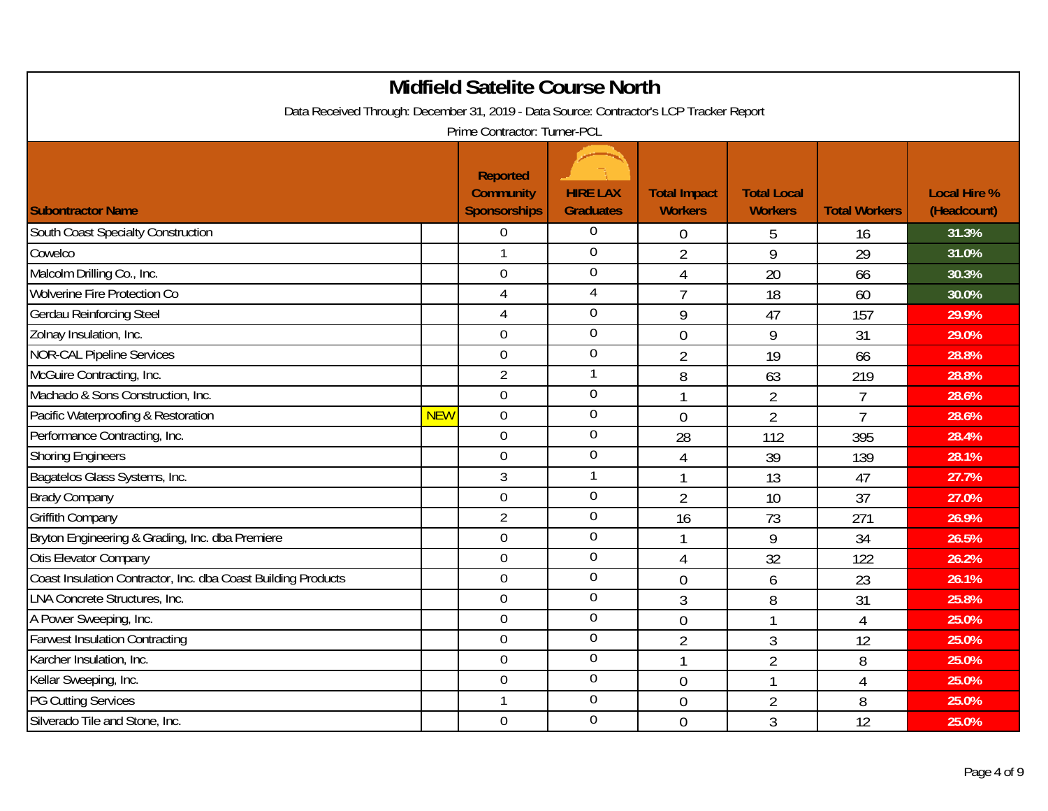# Midfield Satelite Course North

Data Received Through: December 31, 2019 - Data Source: Contractor's LCP Tracker Report

Prime Contractor: Turner-PCL

| Subcontractor Name | | Reported Community Sponsorships | HIRE LAX Graduates | Total Impact Workers | Total Local Workers | Total Workers | Local Hire % (Headcount) |
|---|---|---|---|---|---|---|---|
| South Coast Specialty Construction | | 0 | 0 | 0 | 5 | 16 | 31.3% |
| Cowelco | | 1 | 0 | 2 | 9 | 29 | 31.0% |
| Malcolm Drilling Co., Inc. | | 0 | 0 | 4 | 20 | 66 | 30.3% |
| Wolverine Fire Protection Co | | 4 | 4 | 7 | 18 | 60 | 30.0% |
| Gerdau Reinforcing Steel | | 4 | 0 | 9 | 47 | 157 | 29.9% |
| Zolnay Insulation, Inc. | | 0 | 0 | 0 | 9 | 31 | 29.0% |
| NOR-CAL Pipeline Services | | 0 | 0 | 2 | 19 | 66 | 28.8% |
| McGuire Contracting, Inc. | | 2 | 1 | 8 | 63 | 219 | 28.8% |
| Machado & Sons Construction, Inc. | | 0 | 0 | 1 | 2 | 7 | 28.6% |
| Pacific Waterproofing & Restoration | NEW | 0 | 0 | 0 | 2 | 7 | 28.6% |
| Performance Contracting, Inc. | | 0 | 0 | 28 | 112 | 395 | 28.4% |
| Shoring Engineers | | 0 | 0 | 4 | 39 | 139 | 28.1% |
| Bagatelos Glass Systems, Inc. | | 3 | 1 | 1 | 13 | 47 | 27.7% |
| Brady Company | | 0 | 0 | 2 | 10 | 37 | 27.0% |
| Griffith Company | | 2 | 0 | 16 | 73 | 271 | 26.9% |
| Bryton Engineering & Grading, Inc. dba Premiere | | 0 | 0 | 1 | 9 | 34 | 26.5% |
| Otis Elevator Company | | 0 | 0 | 4 | 32 | 122 | 26.2% |
| Coast Insulation Contractor, Inc. dba Coast Building Products | | 0 | 0 | 0 | 6 | 23 | 26.1% |
| LNA Concrete Structures, Inc. | | 0 | 0 | 3 | 8 | 31 | 25.8% |
| A Power Sweeping, Inc. | | 0 | 0 | 0 | 1 | 4 | 25.0% |
| Farwest Insulation Contracting | | 0 | 0 | 2 | 3 | 12 | 25.0% |
| Karcher Insulation, Inc. | | 0 | 0 | 1 | 2 | 8 | 25.0% |
| Kellar Sweeping, Inc. | | 0 | 0 | 0 | 1 | 4 | 25.0% |
| PG Cutting Services | | 1 | 0 | 0 | 2 | 8 | 25.0% |
| Silverado Tile and Stone, Inc. | | 0 | 0 | 0 | 3 | 12 | 25.0% |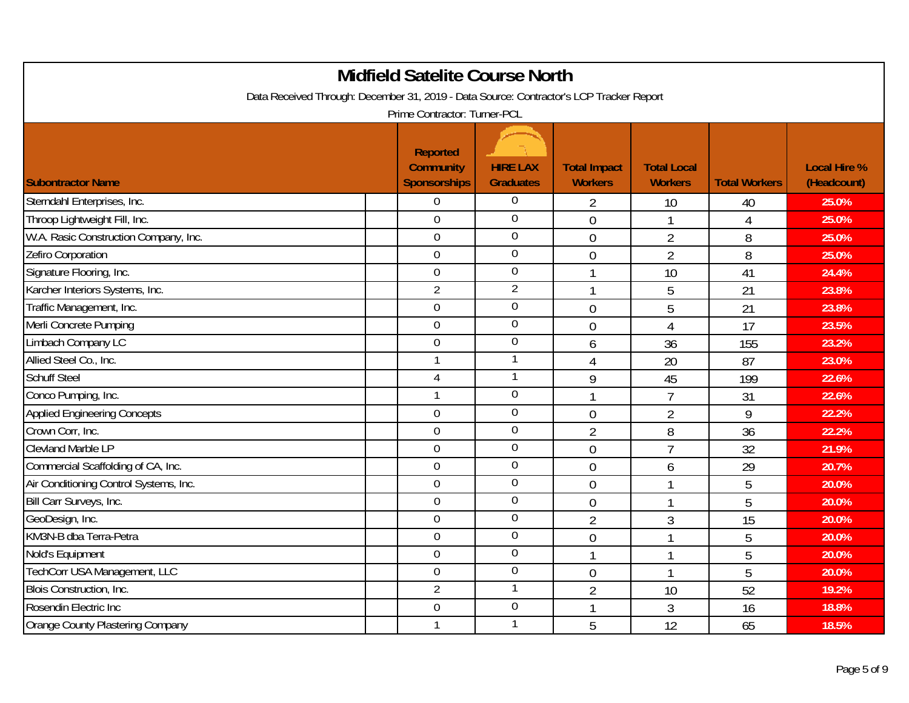# Midfield Satelite Course North

Data Received Through: December 31, 2019 - Data Source: Contractor's LCP Tracker Report

Prime Contractor: Turner-PCL

| Subcontractor Name | Reported Community Sponsorships | HIRE LAX Graduates | Total Impact Workers | Total Local Workers | Total Workers | Local Hire % (Headcount) |
|---|---|---|---|---|---|---|
| Sterndahl Enterprises, Inc. | 0 | 0 | 2 | 10 | 40 | 25.0% |
| Throop Lightweight Fill, Inc. | 0 | 0 | 0 | 1 | 4 | 25.0% |
| W.A. Rasic Construction Company, Inc. | 0 | 0 | 0 | 2 | 8 | 25.0% |
| Zefiro Corporation | 0 | 0 | 0 | 2 | 8 | 25.0% |
| Signature Flooring, Inc. | 0 | 0 | 1 | 10 | 41 | 24.4% |
| Karcher Interiors Systems, Inc. | 2 | 2 | 1 | 5 | 21 | 23.8% |
| Traffic Management, Inc. | 0 | 0 | 0 | 5 | 21 | 23.8% |
| Merli Concrete Pumping | 0 | 0 | 0 | 4 | 17 | 23.5% |
| Limbach Company LC | 0 | 0 | 6 | 36 | 155 | 23.2% |
| Allied Steel Co., Inc. | 1 | 1 | 4 | 20 | 87 | 23.0% |
| Schuff Steel | 4 | 1 | 9 | 45 | 199 | 22.6% |
| Conco Pumping, Inc. | 1 | 0 | 1 | 7 | 31 | 22.6% |
| Applied Engineering Concepts | 0 | 0 | 0 | 2 | 9 | 22.2% |
| Crown Corr, Inc. | 0 | 0 | 2 | 8 | 36 | 22.2% |
| Clevland Marble LP | 0 | 0 | 0 | 7 | 32 | 21.9% |
| Commercial Scaffolding of CA, Inc. | 0 | 0 | 0 | 6 | 29 | 20.7% |
| Air Conditioning Control Systems, Inc. | 0 | 0 | 0 | 1 | 5 | 20.0% |
| Bill Carr Surveys, Inc. | 0 | 0 | 0 | 1 | 5 | 20.0% |
| GeoDesign, Inc. | 0 | 0 | 2 | 3 | 15 | 20.0% |
| KM3N-B dba Terra-Petra | 0 | 0 | 0 | 1 | 5 | 20.0% |
| Nold's Equipment | 0 | 0 | 1 | 1 | 5 | 20.0% |
| TechCorr USA Management, LLC | 0 | 0 | 0 | 1 | 5 | 20.0% |
| Blois Construction, Inc. | 2 | 1 | 2 | 10 | 52 | 19.2% |
| Rosendin Electric Inc | 0 | 0 | 1 | 3 | 16 | 18.8% |
| Orange County Plastering Company | 1 | 1 | 5 | 12 | 65 | 18.5% |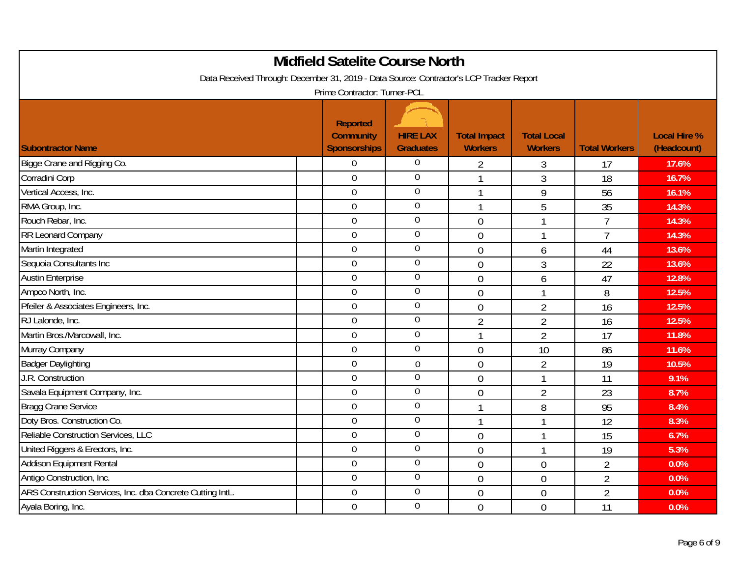# Midfield Satelite Course North

Data Received Through: December 31, 2019 - Data Source: Contractor's LCP Tracker Report

Prime Contractor: Turner-PCL

| Subontractor Name | Reported Community Sponsorships | HIRE LAX Graduates | Total Impact Workers | Total Local Workers | Total Workers | Local Hire % (Headcount) |
|---|---|---|---|---|---|---|
| Bigge Crane and Rigging Co. | 0 | 0 | 2 | 3 | 17 | 17.6% |
| Corradini Corp | 0 | 0 | 1 | 3 | 18 | 16.7% |
| Vertical Access, Inc. | 0 | 0 | 1 | 9 | 56 | 16.1% |
| RMA Group, Inc. | 0 | 0 | 1 | 5 | 35 | 14.3% |
| Rouch Rebar, Inc. | 0 | 0 | 0 | 1 | 7 | 14.3% |
| RR Leonard Company | 0 | 0 | 0 | 1 | 7 | 14.3% |
| Martin Integrated | 0 | 0 | 0 | 6 | 44 | 13.6% |
| Sequoia Consultants Inc | 0 | 0 | 0 | 3 | 22 | 13.6% |
| Austin Enterprise | 0 | 0 | 0 | 6 | 47 | 12.8% |
| Ampco North, Inc. | 0 | 0 | 0 | 1 | 8 | 12.5% |
| Pfeiler & Associates Engineers, Inc. | 0 | 0 | 0 | 2 | 16 | 12.5% |
| RJ Lalonde, Inc. | 0 | 0 | 2 | 2 | 16 | 12.5% |
| Martin Bros./Marcowall, Inc. | 0 | 0 | 1 | 2 | 17 | 11.8% |
| Murray Company | 0 | 0 | 0 | 10 | 86 | 11.6% |
| Badger Daylighting | 0 | 0 | 0 | 2 | 19 | 10.5% |
| J.R. Construction | 0 | 0 | 0 | 1 | 11 | 9.1% |
| Savala Equipment Company, Inc. | 0 | 0 | 0 | 2 | 23 | 8.7% |
| Bragg Crane Service | 0 | 0 | 1 | 8 | 95 | 8.4% |
| Doty Bros. Construction Co. | 0 | 0 | 1 | 1 | 12 | 8.3% |
| Reliable Construction Services, LLC | 0 | 0 | 0 | 1 | 15 | 6.7% |
| United Riggers & Erectors, Inc. | 0 | 0 | 0 | 1 | 19 | 5.3% |
| Addison Equipment Rental | 0 | 0 | 0 | 0 | 2 | 0.0% |
| Antigo Construction, Inc. | 0 | 0 | 0 | 0 | 2 | 0.0% |
| ARS Construction Services, Inc. dba Concrete Cutting IntL. | 0 | 0 | 0 | 0 | 2 | 0.0% |
| Ayala Boring, Inc. | 0 | 0 | 0 | 0 | 11 | 0.0% |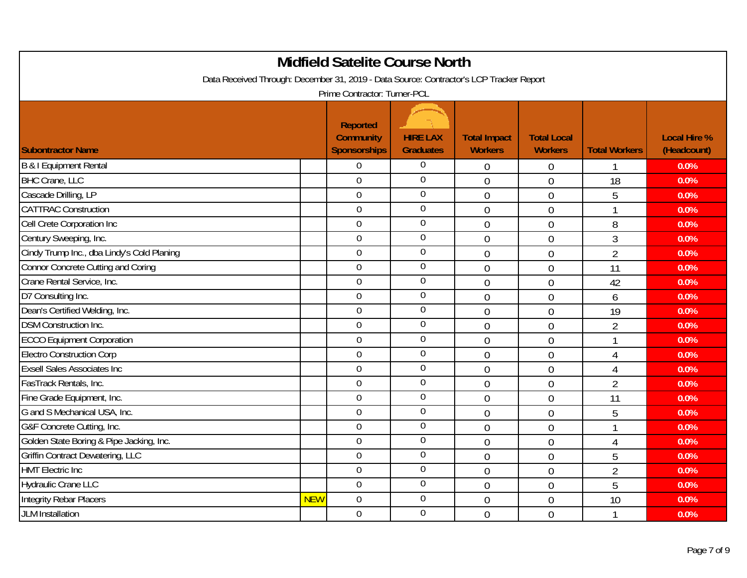# Midfield Satelite Course North

Data Received Through: December 31, 2019 - Data Source: Contractor's LCP Tracker Report

Prime Contractor: Turner-PCL

| Subcontractor Name | | Reported Community Sponsorships | HIRE LAX Graduates | Total Impact Workers | Total Local Workers | Total Workers | Local Hire % (Headcount) |
|---|---|---|---|---|---|---|---|
| B & I Equipment Rental | | 0 | 0 | 0 | 0 | 1 | 0.0% |
| BHC Crane, LLC | | 0 | 0 | 0 | 0 | 18 | 0.0% |
| Cascade Drilling, LP | | 0 | 0 | 0 | 0 | 5 | 0.0% |
| CATTRAC Construction | | 0 | 0 | 0 | 0 | 1 | 0.0% |
| Cell Crete Corporation Inc | | 0 | 0 | 0 | 0 | 8 | 0.0% |
| Century Sweeping, Inc. | | 0 | 0 | 0 | 0 | 3 | 0.0% |
| Cindy Trump Inc., dba Lindy's Cold Planing | | 0 | 0 | 0 | 0 | 2 | 0.0% |
| Connor Concrete Cutting and Coring | | 0 | 0 | 0 | 0 | 11 | 0.0% |
| Crane Rental Service, Inc. | | 0 | 0 | 0 | 0 | 42 | 0.0% |
| D7 Consulting Inc. | | 0 | 0 | 0 | 0 | 6 | 0.0% |
| Dean's Certified Welding, Inc. | | 0 | 0 | 0 | 0 | 19 | 0.0% |
| DSM Construction Inc. | | 0 | 0 | 0 | 0 | 2 | 0.0% |
| ECCO Equipment Corporation | | 0 | 0 | 0 | 0 | 1 | 0.0% |
| Electro Construction Corp | | 0 | 0 | 0 | 0 | 4 | 0.0% |
| Exsell Sales Associates Inc | | 0 | 0 | 0 | 0 | 4 | 0.0% |
| FasTrack Rentals, Inc. | | 0 | 0 | 0 | 0 | 2 | 0.0% |
| Fine Grade Equipment, Inc. | | 0 | 0 | 0 | 0 | 11 | 0.0% |
| G and S Mechanical USA, Inc. | | 0 | 0 | 0 | 0 | 5 | 0.0% |
| G&F Concrete Cutting, Inc. | | 0 | 0 | 0 | 0 | 1 | 0.0% |
| Golden State Boring & Pipe Jacking, Inc. | | 0 | 0 | 0 | 0 | 4 | 0.0% |
| Griffin Contract Dewatering, LLC | | 0 | 0 | 0 | 0 | 5 | 0.0% |
| HMT Electric Inc | | 0 | 0 | 0 | 0 | 2 | 0.0% |
| Hydraulic Crane LLC | | 0 | 0 | 0 | 0 | 5 | 0.0% |
| Integrity Rebar Placers | NEW | 0 | 0 | 0 | 0 | 10 | 0.0% |
| JLM Installation | | 0 | 0 | 0 | 0 | 1 | 0.0% |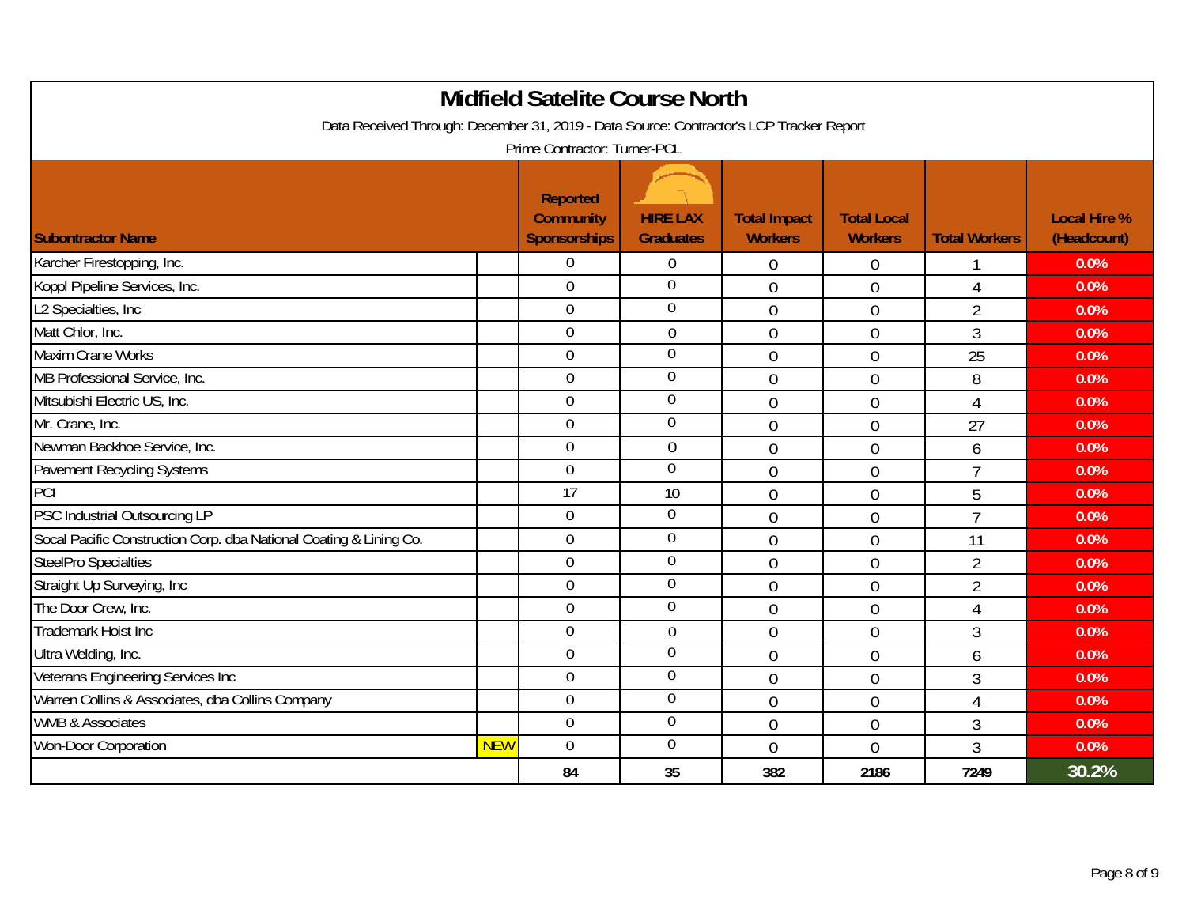# Midfield Satelite Course North

Data Received Through: December 31, 2019 - Data Source: Contractor's LCP Tracker Report

Prime Contractor: Turner-PCL

| Subontractor Name | | Reported Community Sponsorships | HIRE LAX Graduates | Total Impact Workers | Total Local Workers | Total Workers | Local Hire % (Headcount) |
|---|---|---|---|---|---|---|---|
| Karcher Firestopping, Inc. | | 0 | 0 | 0 | 0 | 1 | 0.0% |
| Koppl Pipeline Services, Inc. | | 0 | 0 | 0 | 0 | 4 | 0.0% |
| L2 Specialties, Inc | | 0 | 0 | 0 | 0 | 2 | 0.0% |
| Matt Chlor, Inc. | | 0 | 0 | 0 | 0 | 3 | 0.0% |
| Maxim Crane Works | | 0 | 0 | 0 | 0 | 25 | 0.0% |
| MB Professional Service, Inc. | | 0 | 0 | 0 | 0 | 8 | 0.0% |
| Mitsubishi Electric US, Inc. | | 0 | 0 | 0 | 0 | 4 | 0.0% |
| Mr. Crane, Inc. | | 0 | 0 | 0 | 0 | 27 | 0.0% |
| Newman Backhoe Service, Inc. | | 0 | 0 | 0 | 0 | 6 | 0.0% |
| Pavement Recycling Systems | | 0 | 0 | 0 | 0 | 7 | 0.0% |
| PCI | | 17 | 10 | 0 | 0 | 5 | 0.0% |
| PSC Industrial Outsourcing LP | | 0 | 0 | 0 | 0 | 7 | 0.0% |
| Socal Pacific Construction Corp. dba National Coating & Lining Co. | | 0 | 0 | 0 | 0 | 11 | 0.0% |
| SteelPro Specialties | | 0 | 0 | 0 | 0 | 2 | 0.0% |
| Straight Up Surveying, Inc | | 0 | 0 | 0 | 0 | 2 | 0.0% |
| The Door Crew, Inc. | | 0 | 0 | 0 | 0 | 4 | 0.0% |
| Trademark Hoist Inc | | 0 | 0 | 0 | 0 | 3 | 0.0% |
| Ultra Welding, Inc. | | 0 | 0 | 0 | 0 | 6 | 0.0% |
| Veterans Engineering Services Inc | | 0 | 0 | 0 | 0 | 3 | 0.0% |
| Warren Collins & Associates, dba Collins Company | | 0 | 0 | 0 | 0 | 4 | 0.0% |
| WMB & Associates | | 0 | 0 | 0 | 0 | 3 | 0.0% |
| Won-Door Corporation | NEW | 0 | 0 | 0 | 0 | 3 | 0.0% |
| | | 84 | 35 | 382 | 2186 | 7249 | 30.2% |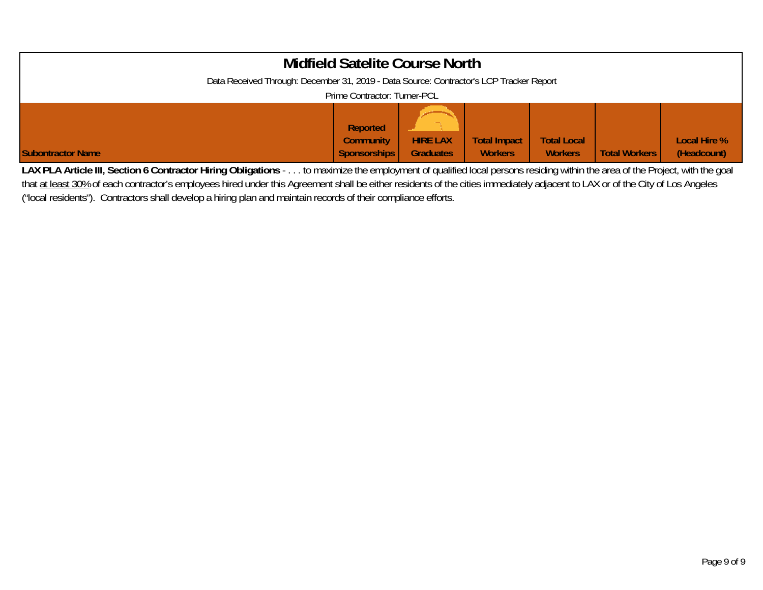# Midfield Satelite Course North

Data Received Through: December 31, 2019 - Data Source: Contractor's LCP Tracker Report

Prime Contractor: Turner-PCL

| Subontractor Name | Reported Community Sponsorships | HIRE LAX Graduates | Total Impact Workers | Total Local Workers | Total Workers | Local Hire % (Headcount) |
|---|---|---|---|---|---|---|

**LAX PLA Article III, Section 6 Contractor Hiring Obligations** - . . . to maximize the employment of qualified local persons residing within the area of the Project, with the goal that at least 30% of each contractor's employees hired under this Agreement shall be either residents of the cities immediately adjacent to LAX or of the City of Los Angeles ("local residents"). Contractors shall develop a hiring plan and maintain records of their compliance efforts.